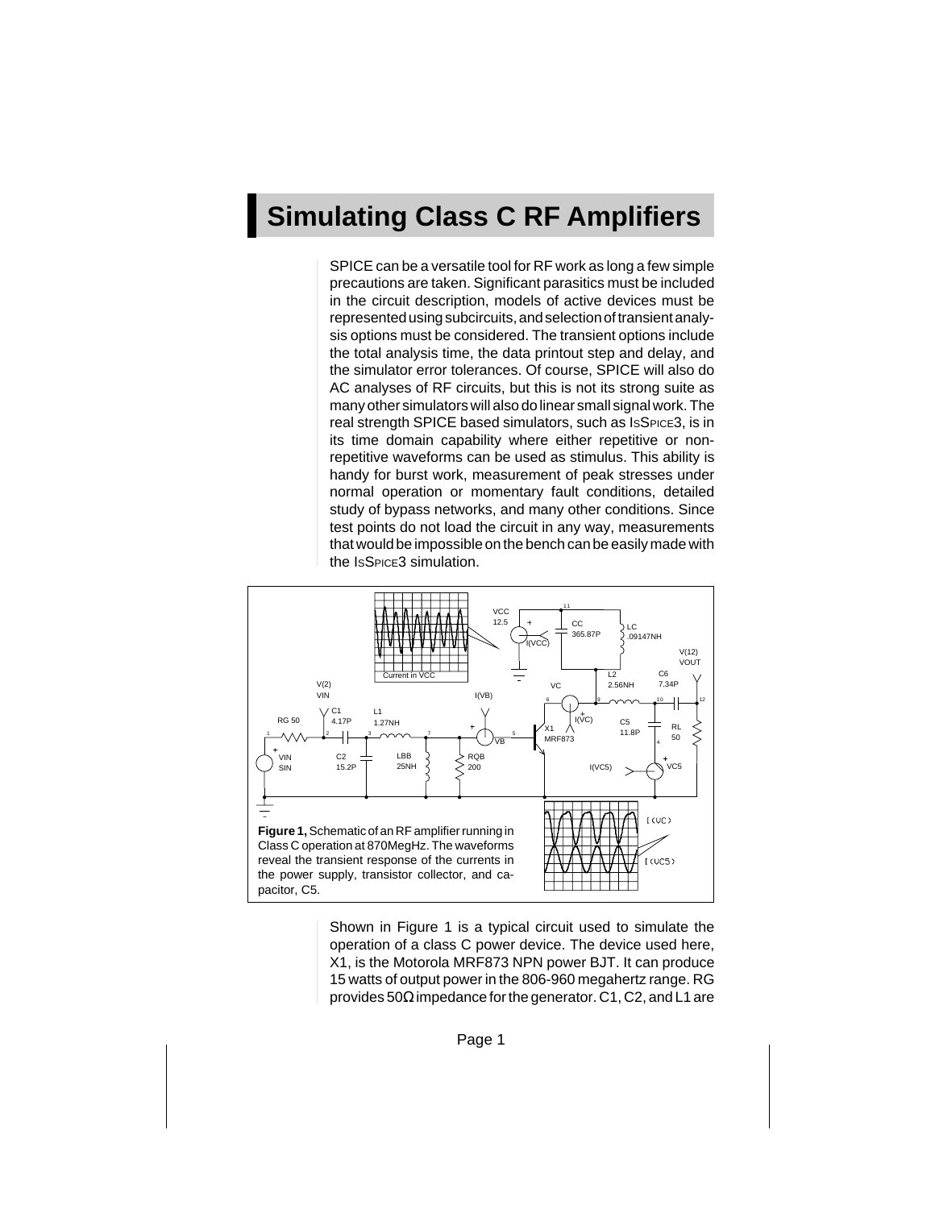# Simulating Class C RF Amplifiers

SPICE can be a versatile tool for RF work as long a few simple precautions are taken. Significant parasitics must be included in the circuit description, models of active devices must be represented using subcircuits, and selection of transient analysis options must be considered. The transient options include the total analysis time, the data printout step and delay, and the simulator error tolerances. Of course, SPICE will also do AC analyses of RF circuits, but this is not its strong suite as many other simulators will also do linear small signal work. The real strength SPICE based simulators, such as IsSpice3, is in its time domain capability where either repetitive or non-repetitive waveforms can be used as stimulus. This ability is handy for burst work, measurement of peak stresses under normal operation or momentary fault conditions, detailed study of bypass networks, and many other conditions. Since test points do not load the circuit in any way, measurements that would be impossible on the bench can be easily made with the IsSpice3 simulation.

**Figure 1,** Schematic of an RF amplifier running in Class C operation at 870MegHz. The waveforms reveal the transient response of the currents in the power supply, transistor collector, and capacitor, C5.

Shown in Figure 1 is a typical circuit used to simulate the operation of a class C power device. The device used here, X1, is the Motorola MRF873 NPN power BJT. It can produce 15 watts of output power in the 806-960 megahertz range. RG provides 50Ω impedance for the generator. C1, C2, and L1 are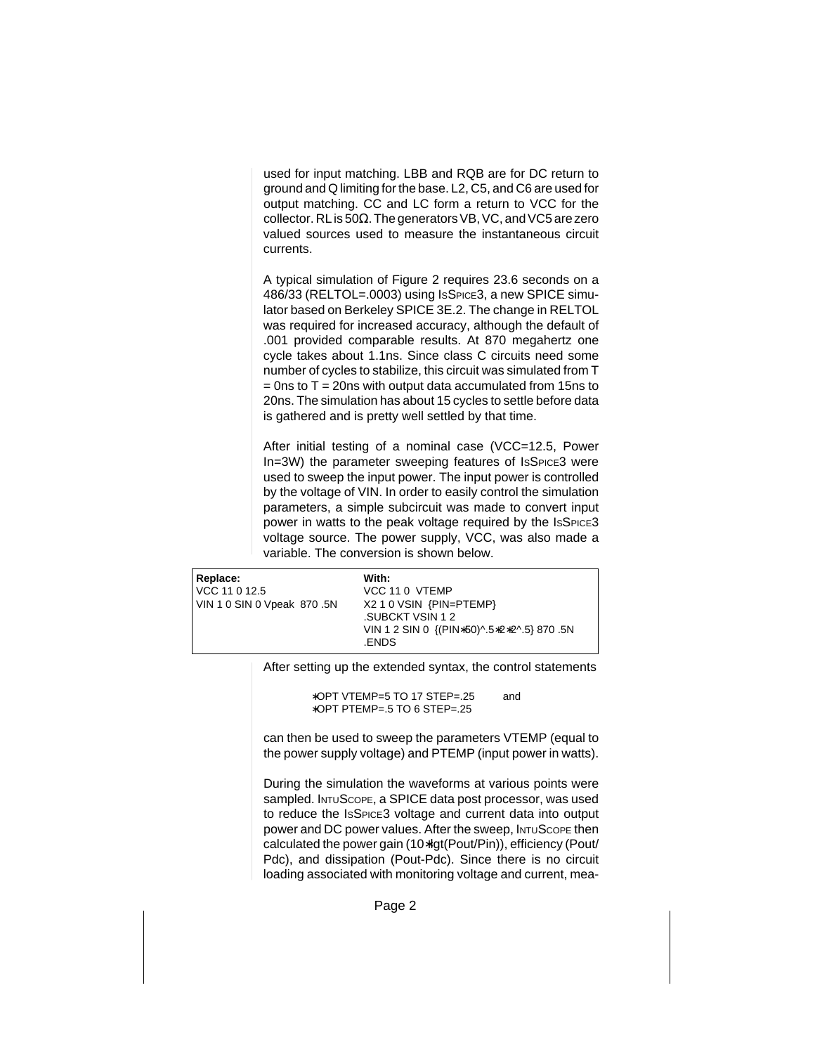used for input matching. LBB and RQB are for DC return to ground and Q limiting for the base. L2, C5, and C6 are used for output matching. CC and LC form a return to VCC for the collector. RL is 50Ω. The generators VB, VC, and VC5 are zero valued sources used to measure the instantaneous circuit currents.

A typical simulation of Figure 2 requires 23.6 seconds on a 486/33 (RELTOL=.0003) using IsSpice3, a new SPICE simulator based on Berkeley SPICE 3E.2. The change in RELTOL was required for increased accuracy, although the default of .001 provided comparable results. At 870 megahertz one cycle takes about 1.1ns. Since class C circuits need some number of cycles to stabilize, this circuit was simulated from T = 0ns to T = 20ns with output data accumulated from 15ns to 20ns. The simulation has about 15 cycles to settle before data is gathered and is pretty well settled by that time.

After initial testing of a nominal case (VCC=12.5, Power In=3W) the parameter sweeping features of IsSpice3 were used to sweep the input power. The input power is controlled by the voltage of VIN. In order to easily control the simulation parameters, a simple subcircuit was made to convert input power in watts to the peak voltage required by the IsSpice3 voltage source. The power supply, VCC, was also made a variable. The conversion is shown below.

| Replace: | With: |
|---|---|
| VCC 11 0 12.5 | VCC 11 0 VTEMP |
| VIN 1 0 SIN 0 Vpeak 870 .5N | X2 1 0 VSIN {PIN=PTEMP}<br>.SUBCKT VSIN 1 2<br>VIN 1 2 SIN 0 {(PIN*50)^.5*2*2^.5} 870 .5N<br>.ENDS |

After setting up the extended syntax, the control statements

```
*OPT VTEMP=5 TO 17 STEP=.25        and
*OPT PTEMP=.5 TO 6 STEP=.25
```

can then be used to sweep the parameters VTEMP (equal to the power supply voltage) and PTEMP (input power in watts).

During the simulation the waveforms at various points were sampled. IntuScope, a SPICE data post processor, was used to reduce the IsSpice3 voltage and current data into output power and DC power values. After the sweep, IntuScope then calculated the power gain (10*lgt(Pout/Pin)), efficiency (Pout/Pdc), and dissipation (Pout-Pdc). Since there is no circuit loading associated with monitoring voltage and current, mea-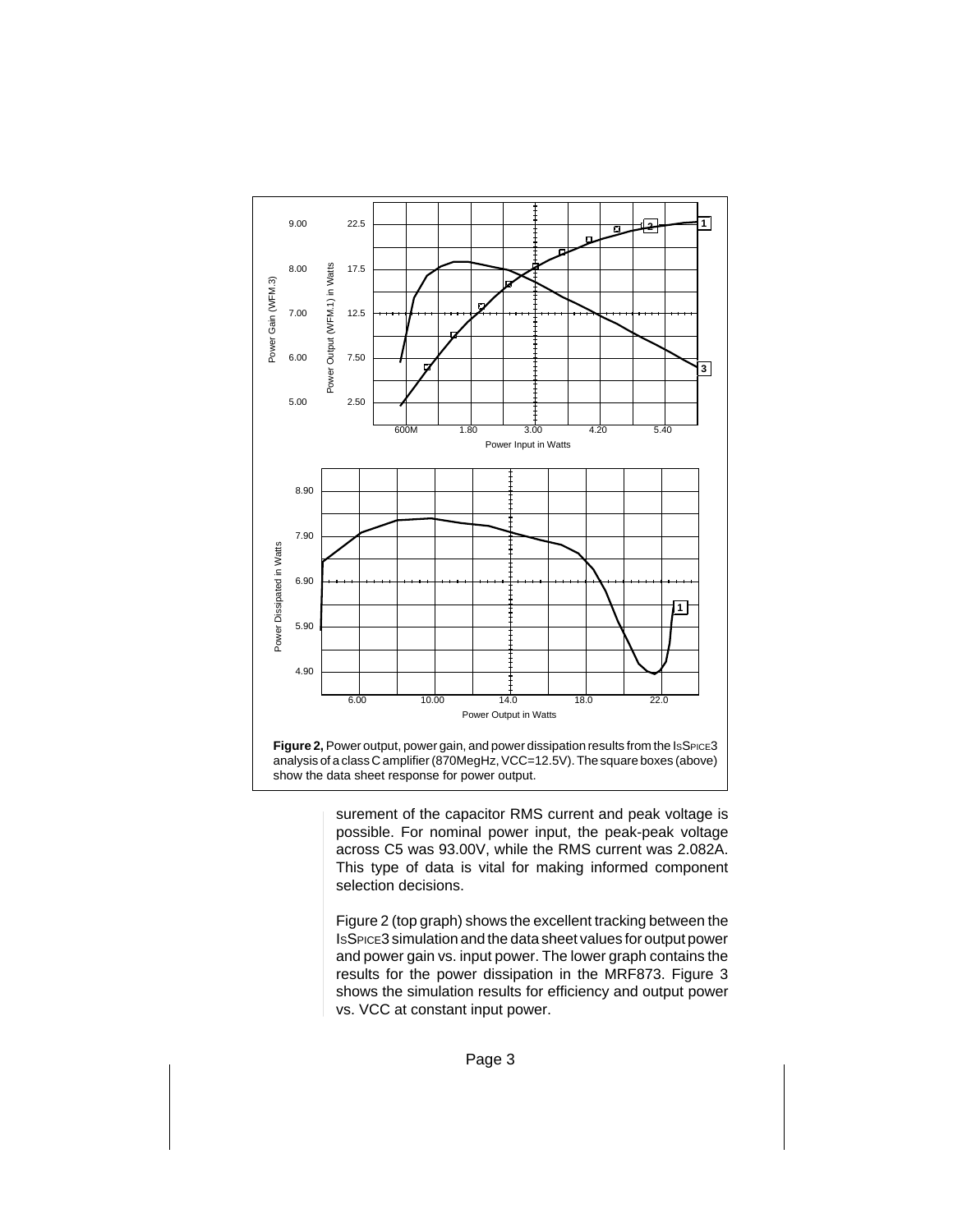**Figure 2,** Power output, power gain, and power dissipation results from the IsSpice3 analysis of a class C amplifier (870MegHz, VCC=12.5V). The square boxes (above) show the data sheet response for power output.

surement of the capacitor RMS current and peak voltage is possible. For nominal power input, the peak-peak voltage across C5 was 93.00V, while the RMS current was 2.082A. This type of data is vital for making informed component selection decisions.

Figure 2 (top graph) shows the excellent tracking between the IsSpice3 simulation and the data sheet values for output power and power gain vs. input power. The lower graph contains the results for the power dissipation in the MRF873. Figure 3 shows the simulation results for efficiency and output power vs. VCC at constant input power.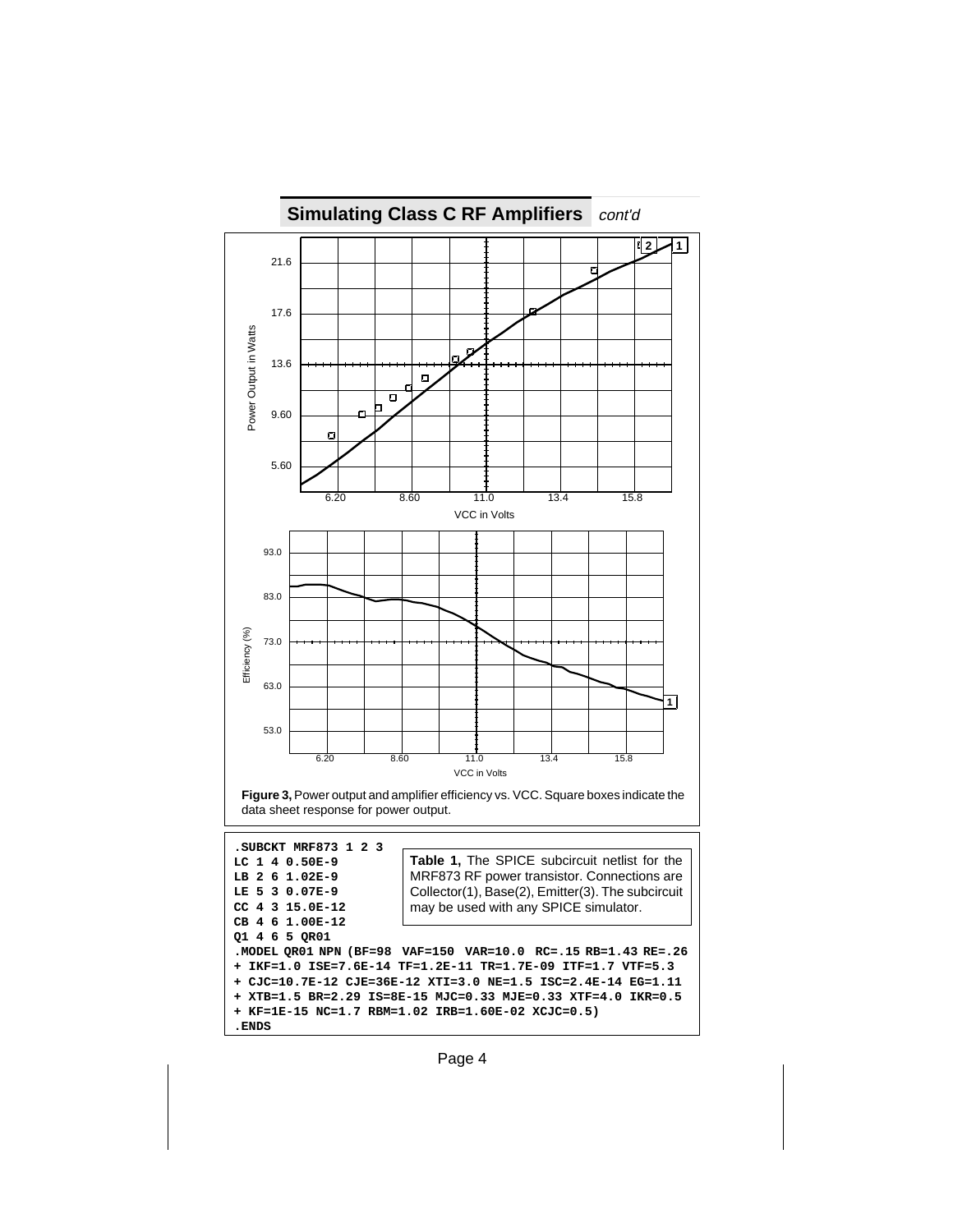## Simulating Class C RF Amplifiers *cont'd*

**Figure 3,** Power output and amplifier efficiency vs. VCC. Square boxes indicate the data sheet response for power output.

```
.SUBCKT MRF873 1 2 3
LC 1 4 0.50E-9
LB 2 6 1.02E-9
LE 5 3 0.07E-9
CC 4 3 15.0E-12
CB 4 6 1.00E-12
Q1 4 6 5 QR01
.MODEL QR01 NPN (BF=98 VAF=150 VAR=10.0 RC=.15 RB=1.43 RE=.26
+ IKF=1.0 ISE=7.6E-14 TF=1.2E-11 TR=1.7E-09 ITF=1.7 VTF=5.3
+ CJC=10.7E-12 CJE=36E-12 XTI=3.0 NE=1.5 ISC=2.4E-14 EG=1.11
+ XTB=1.5 BR=2.29 IS=8E-15 MJC=0.33 MJE=0.33 XTF=4.0 IKR=0.5
+ KF=1E-15 NC=1.7 RBM=1.02 IRB=1.60E-02 XCJC=0.5)
.ENDS
```

**Table 1,** The SPICE subcircuit netlist for the MRF873 RF power transistor. Connections are Collector(1), Base(2), Emitter(3). The subcircuit may be used with any SPICE simulator.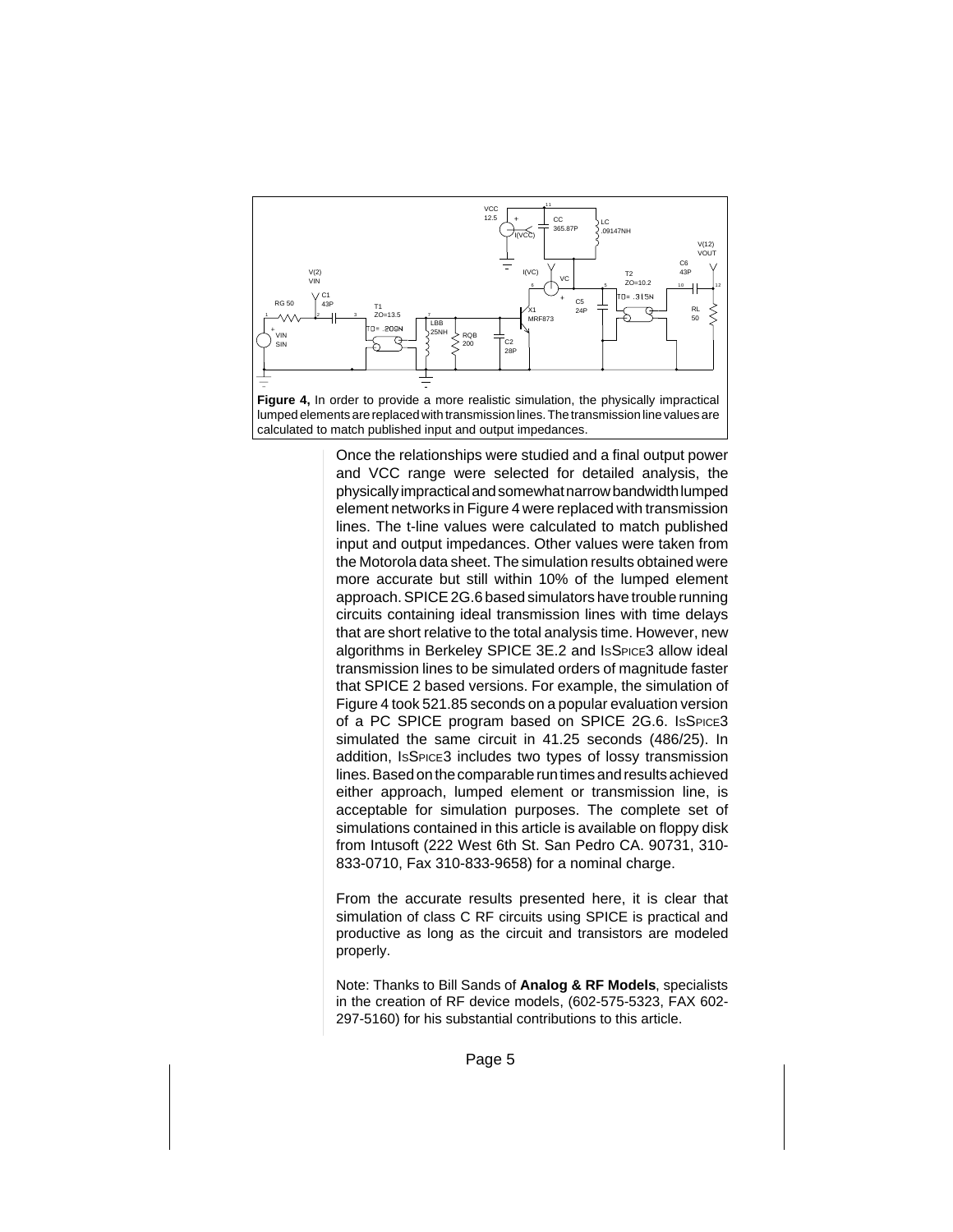**Figure 4,** In order to provide a more realistic simulation, the physically impractical lumped elements are replaced with transmission lines. The transmission line values are calculated to match published input and output impedances.

Once the relationships were studied and a final output power and VCC range were selected for detailed analysis, the physically impractical and somewhat narrow bandwidth lumped element networks in Figure 4 were replaced with transmission lines. The t-line values were calculated to match published input and output impedances. Other values were taken from the Motorola data sheet. The simulation results obtained were more accurate but still within 10% of the lumped element approach. SPICE 2G.6 based simulators have trouble running circuits containing ideal transmission lines with time delays that are short relative to the total analysis time. However, new algorithms in Berkeley SPICE 3E.2 and IsSpice3 allow ideal transmission lines to be simulated orders of magnitude faster that SPICE 2 based versions. For example, the simulation of Figure 4 took 521.85 seconds on a popular evaluation version of a PC SPICE program based on SPICE 2G.6. IsSpice3 simulated the same circuit in 41.25 seconds (486/25). In addition, IsSpice3 includes two types of lossy transmission lines. Based on the comparable run times and results achieved either approach, lumped element or transmission line, is acceptable for simulation purposes. The complete set of simulations contained in this article is available on floppy disk from Intusoft (222 West 6th St. San Pedro CA. 90731, 310-833-0710, Fax 310-833-9658) for a nominal charge.

From the accurate results presented here, it is clear that simulation of class C RF circuits using SPICE is practical and productive as long as the circuit and transistors are modeled properly.

Note: Thanks to Bill Sands of **Analog & RF Models**, specialists in the creation of RF device models, (602-575-5323, FAX 602-297-5160) for his substantial contributions to this article.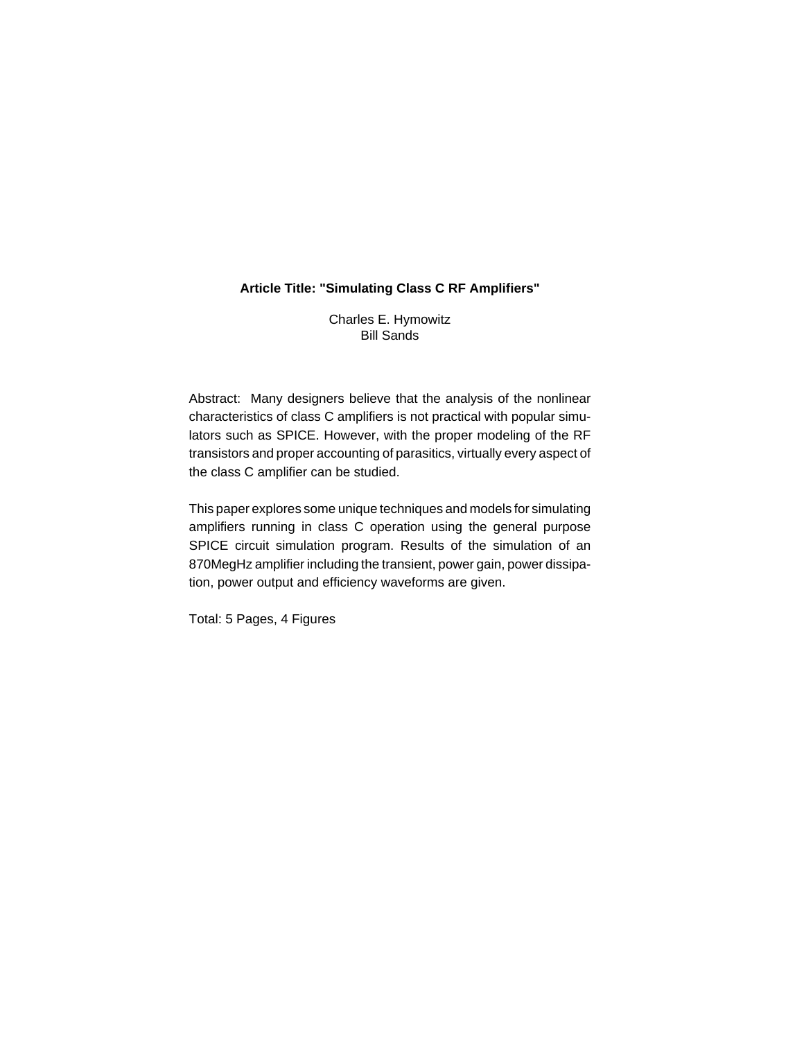**Article Title: "Simulating Class C RF Amplifiers"**

Charles E. Hymowitz
Bill Sands

Abstract: Many designers believe that the analysis of the nonlinear characteristics of class C amplifiers is not practical with popular simulators such as SPICE. However, with the proper modeling of the RF transistors and proper accounting of parasitics, virtually every aspect of the class C amplifier can be studied.

This paper explores some unique techniques and models for simulating amplifiers running in class C operation using the general purpose SPICE circuit simulation program. Results of the simulation of an 870MegHz amplifier including the transient, power gain, power dissipation, power output and efficiency waveforms are given.

Total: 5 Pages, 4 Figures